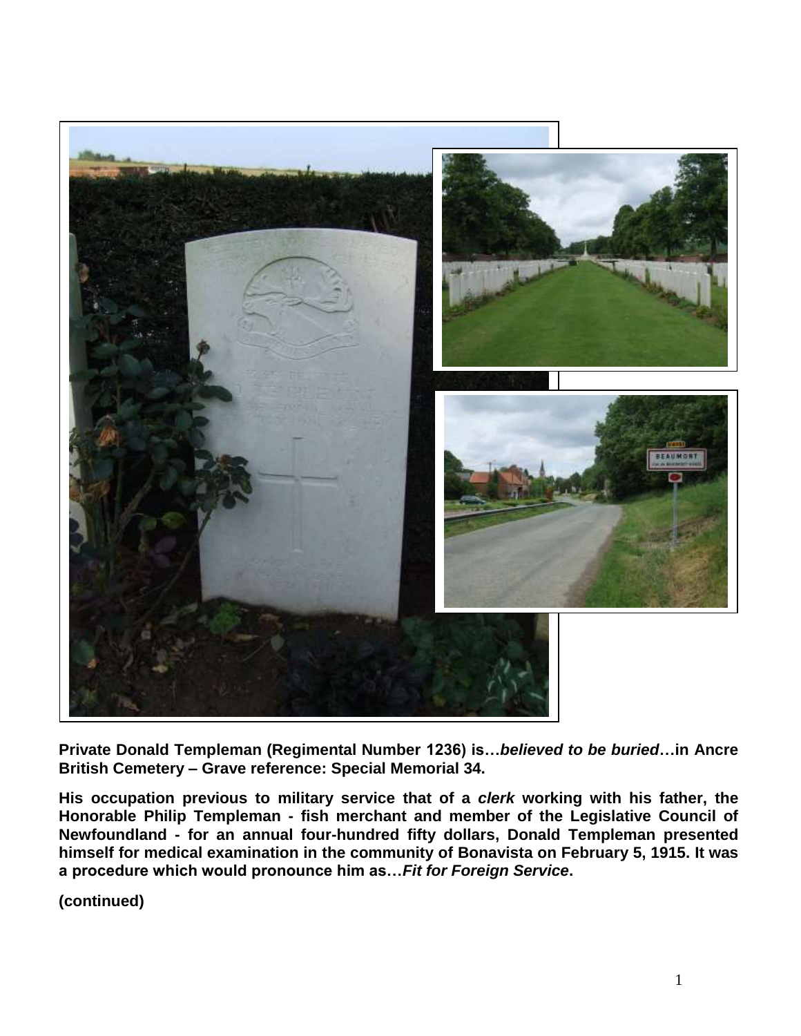**Private Donald Templeman (Regimental Number 1236) is…*believed to be buried*…in Ancre British Cemetery – Grave reference: Special Memorial 34.**

**His occupation previous to military service that of a *clerk* working with his father, the Honorable Philip Templeman - fish merchant and member of the Legislative Council of Newfoundland - for an annual four-hundred fifty dollars, Donald Templeman presented himself for medical examination in the community of Bonavista on February 5, 1915. It was a procedure which would pronounce him as…*Fit for Foreign Service*.**

**(continued)**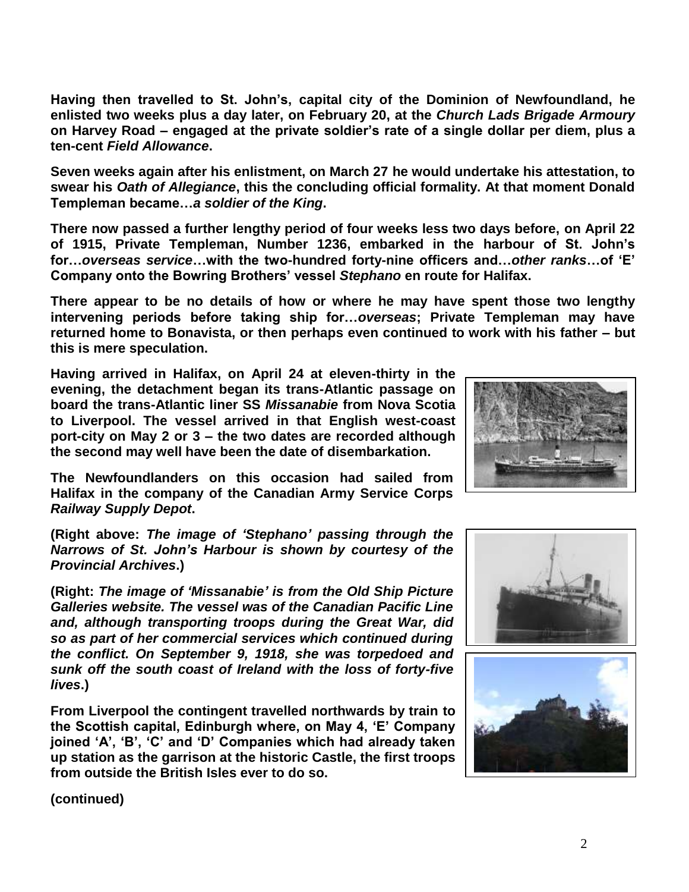**Having then travelled to St. John's, capital city of the Dominion of Newfoundland, he enlisted two weeks plus a day later, on February 20, at the *Church Lads Brigade Armoury* on Harvey Road – engaged at the private soldier's rate of a single dollar per diem, plus a ten-cent *Field Allowance*.**

**Seven weeks again after his enlistment, on March 27 he would undertake his attestation, to swear his *Oath of Allegiance*, this the concluding official formality. At that moment Donald Templeman became…*a soldier of the King*.**

**There now passed a further lengthy period of four weeks less two days before, on April 22 of 1915, Private Templeman, Number 1236, embarked in the harbour of St. John's for…*overseas service*…with the two-hundred forty-nine officers and…*other ranks*…of 'E' Company onto the Bowring Brothers' vessel *Stephano* en route for Halifax.**

**There appear to be no details of how or where he may have spent those two lengthy intervening periods before taking ship for…*overseas*; Private Templeman may have returned home to Bonavista, or then perhaps even continued to work with his father – but this is mere speculation.**

**Having arrived in Halifax, on April 24 at eleven-thirty in the evening, the detachment began its trans-Atlantic passage on board the trans-Atlantic liner SS *Missanabie* from Nova Scotia to Liverpool. The vessel arrived in that English west-coast port-city on May 2 or 3 – the two dates are recorded although the second may well have been the date of disembarkation.**

**The Newfoundlanders on this occasion had sailed from Halifax in the company of the Canadian Army Service Corps *Railway Supply Depot*.**

**(Right above: *The image of 'Stephano' passing through the Narrows of St. John's Harbour is shown by courtesy of the Provincial Archives*.)**

**(Right: *The image of 'Missanabie' is from the Old Ship Picture Galleries website. The vessel was of the Canadian Pacific Line and, although transporting troops during the Great War, did so as part of her commercial services which continued during the conflict. On September 9, 1918, she was torpedoed and sunk off the south coast of Ireland with the loss of forty-five lives*.)**

**From Liverpool the contingent travelled northwards by train to the Scottish capital, Edinburgh where, on May 4, 'E' Company joined 'A', 'B', 'C' and 'D' Companies which had already taken up station as the garrison at the historic Castle, the first troops from outside the British Isles ever to do so.**

**(continued)**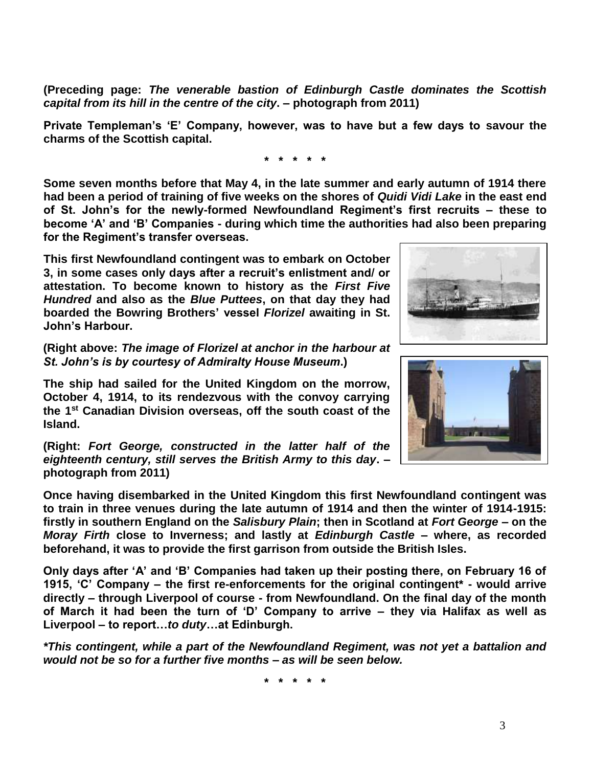**(Preceding page:** ***The venerable bastion of Edinburgh Castle dominates the Scottish capital from its hill in the centre of the city*****. – photograph from 2011)**

**Private Templeman's 'E' Company, however, was to have but a few days to savour the charms of the Scottish capital.**

**\* \* \* \* \***

**Some seven months before that May 4, in the late summer and early autumn of 1914 there had been a period of training of five weeks on the shores of *Quidi Vidi Lake* in the east end of St. John's for the newly-formed Newfoundland Regiment's first recruits – these to become 'A' and 'B' Companies - during which time the authorities had also been preparing for the Regiment's transfer overseas.**

**This first Newfoundland contingent was to embark on October 3, in some cases only days after a recruit's enlistment and/ or attestation. To become known to history as the *First Five Hundred* and also as the *Blue Puttees*, on that day they had boarded the Bowring Brothers' vessel *Florizel* awaiting in St. John's Harbour.**

**(Right above:** ***The image of Florizel at anchor in the harbour at St. John's is by courtesy of Admiralty House Museum*****.)**

**The ship had sailed for the United Kingdom on the morrow, October 4, 1914, to its rendezvous with the convoy carrying the 1st Canadian Division overseas, off the south coast of the Island.**

**(Right:** ***Fort George, constructed in the latter half of the eighteenth century, still serves the British Army to this day*****. – photograph from 2011)**

**Once having disembarked in the United Kingdom this first Newfoundland contingent was to train in three venues during the late autumn of 1914 and then the winter of 1914-1915: firstly in southern England on the *Salisbury Plain*; then in Scotland at *Fort George* – on the *Moray Firth* close to Inverness; and lastly at *Edinburgh Castle* – where, as recorded beforehand, it was to provide the first garrison from outside the British Isles.**

**Only days after 'A' and 'B' Companies had taken up their posting there, on February 16 of 1915, 'C' Company – the first re-enforcements for the original contingent\* - would arrive directly – through Liverpool of course - from Newfoundland. On the final day of the month of March it had been the turn of 'D' Company to arrive – they via Halifax as well as Liverpool – to report…*to duty*…at Edinburgh.**

***\*This contingent, while a part of the Newfoundland Regiment, was not yet a battalion and would not be so for a further five months – as will be seen below.***

**\* \* \* \* \***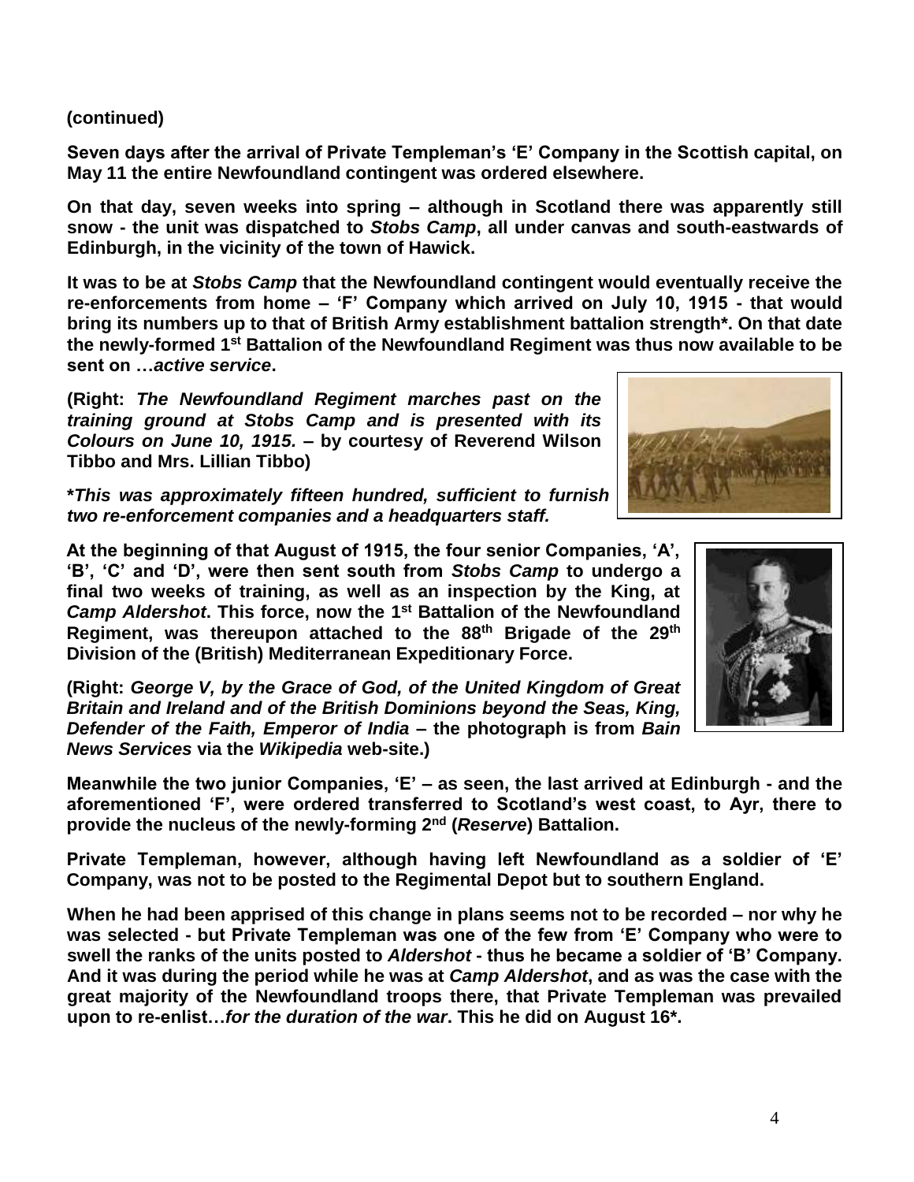**(continued)**

**Seven days after the arrival of Private Templeman's 'E' Company in the Scottish capital, on May 11 the entire Newfoundland contingent was ordered elsewhere.**

**On that day, seven weeks into spring – although in Scotland there was apparently still snow - the unit was dispatched to *Stobs Camp*, all under canvas and south-eastwards of Edinburgh, in the vicinity of the town of Hawick.**

**It was to be at *Stobs Camp* that the Newfoundland contingent would eventually receive the re-enforcements from home – 'F' Company which arrived on July 10, 1915 - that would bring its numbers up to that of British Army establishment battalion strength\*. On that date the newly-formed 1st Battalion of the Newfoundland Regiment was thus now available to be sent on …*active service*.**

**(Right: *The Newfoundland Regiment marches past on the training ground at Stobs Camp and is presented with its Colours on June 10, 1915.* – by courtesy of Reverend Wilson Tibbo and Mrs. Lillian Tibbo)**

**\**This was approximately fifteen hundred, sufficient to furnish two re-enforcement companies and a headquarters staff.***

**At the beginning of that August of 1915, the four senior Companies, 'A', 'B', 'C' and 'D', were then sent south from *Stobs Camp* to undergo a final two weeks of training, as well as an inspection by the King, at *Camp Aldershot*. This force, now the 1st Battalion of the Newfoundland Regiment, was thereupon attached to the 88th Brigade of the 29th Division of the (British) Mediterranean Expeditionary Force.**

**(Right: *George V, by the Grace of God, of the United Kingdom of Great Britain and Ireland and of the British Dominions beyond the Seas, King, Defender of the Faith, Emperor of India* – the photograph is from *Bain News Services* via the *Wikipedia* web-site.)**

**Meanwhile the two junior Companies, 'E' – as seen, the last arrived at Edinburgh - and the aforementioned 'F', were ordered transferred to Scotland's west coast, to Ayr, there to provide the nucleus of the newly-forming 2nd (*Reserve*) Battalion.**

**Private Templeman, however, although having left Newfoundland as a soldier of 'E' Company, was not to be posted to the Regimental Depot but to southern England.**

**When he had been apprised of this change in plans seems not to be recorded – nor why he was selected - but Private Templeman was one of the few from 'E' Company who were to swell the ranks of the units posted to *Aldershot* - thus he became a soldier of 'B' Company. And it was during the period while he was at *Camp Aldershot*, and as was the case with the great majority of the Newfoundland troops there, that Private Templeman was prevailed upon to re-enlist…*for the duration of the war*. This he did on August 16\*.**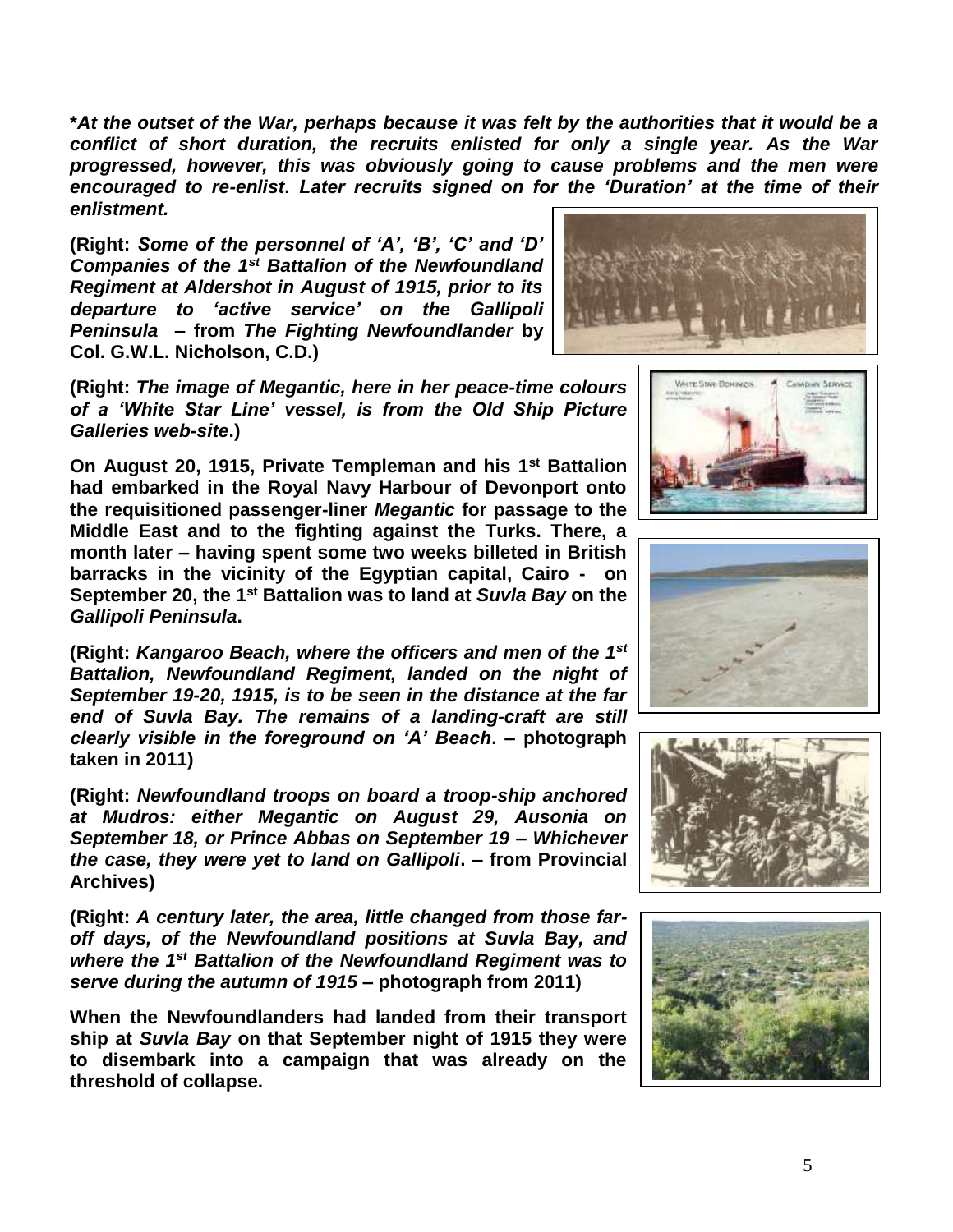***At the outset of the War, perhaps because it was felt by the authorities that it would be a conflict of short duration, the recruits enlisted for only a single year. As the War progressed, however, this was obviously going to cause problems and the men were encouraged to re-enlist. Later recruits signed on for the 'Duration' at the time of their enlistment.***

**(Right: *Some of the personnel of 'A', 'B', 'C' and 'D' Companies of the 1st Battalion of the Newfoundland Regiment at Aldershot in August of 1915, prior to its departure to 'active service' on the Gallipoli Peninsula* – from *The Fighting Newfoundlander* by Col. G.W.L. Nicholson, C.D.)**

**(Right: *The image of Megantic, here in her peace-time colours of a 'White Star Line' vessel, is from the Old Ship Picture Galleries web-site*.)**

**On August 20, 1915, Private Templeman and his 1st Battalion had embarked in the Royal Navy Harbour of Devonport onto the requisitioned passenger-liner *Megantic* for passage to the Middle East and to the fighting against the Turks. There, a month later – having spent some two weeks billeted in British barracks in the vicinity of the Egyptian capital, Cairo - on September 20, the 1st Battalion was to land at *Suvla Bay* on the *Gallipoli Peninsula*.**

**(Right: *Kangaroo Beach, where the officers and men of the 1st Battalion, Newfoundland Regiment, landed on the night of September 19-20, 1915, is to be seen in the distance at the far end of Suvla Bay. The remains of a landing-craft are still clearly visible in the foreground on 'A' Beach*. – photograph taken in 2011)**

**(Right: *Newfoundland troops on board a troop-ship anchored at Mudros: either Megantic on August 29, Ausonia on September 18, or Prince Abbas on September 19 – Whichever the case, they were yet to land on Gallipoli*. – from Provincial Archives)**

**(Right: *A century later, the area, little changed from those far-off days, of the Newfoundland positions at Suvla Bay, and where the 1st Battalion of the Newfoundland Regiment was to serve during the autumn of 1915* – photograph from 2011)**

**When the Newfoundlanders had landed from their transport ship at *Suvla Bay* on that September night of 1915 they were to disembark into a campaign that was already on the threshold of collapse.**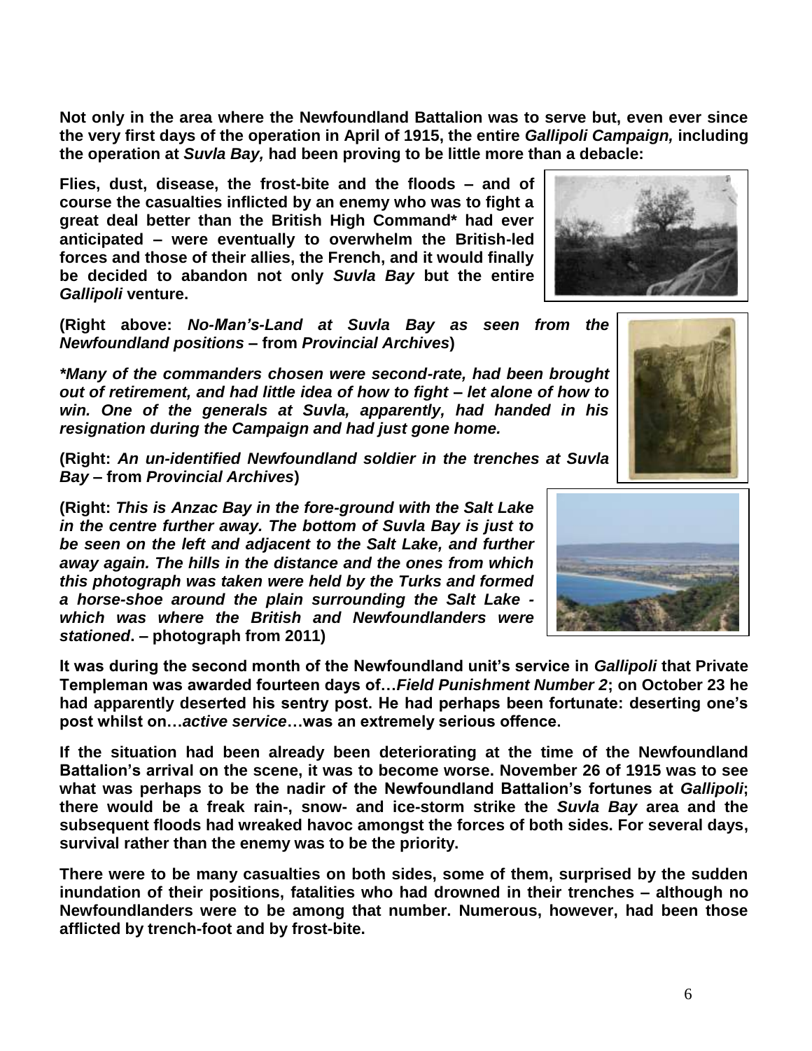**Not only in the area where the Newfoundland Battalion was to serve but, even ever since the very first days of the operation in April of 1915, the entire *Gallipoli Campaign,* including the operation at *Suvla Bay,* had been proving to be little more than a debacle:**

**Flies, dust, disease, the frost-bite and the floods – and of course the casualties inflicted by an enemy who was to fight a great deal better than the British High Command\* had ever anticipated – were eventually to overwhelm the British-led forces and those of their allies, the French, and it would finally be decided to abandon not only *Suvla Bay* but the entire *Gallipoli* venture.**

**(Right above: *No-Man's-Land at Suvla Bay as seen from the Newfoundland positions* – from *Provincial Archives*)**

***\*Many of the commanders chosen were second-rate, had been brought out of retirement, and had little idea of how to fight – let alone of how to win. One of the generals at Suvla, apparently, had handed in his resignation during the Campaign and had just gone home.***

**(Right: *An un-identified Newfoundland soldier in the trenches at Suvla Bay* – from *Provincial Archives*)**

**(Right: *This is Anzac Bay in the fore-ground with the Salt Lake in the centre further away. The bottom of Suvla Bay is just to be seen on the left and adjacent to the Salt Lake, and further away again. The hills in the distance and the ones from which this photograph was taken were held by the Turks and formed a horse-shoe around the plain surrounding the Salt Lake - which was where the British and Newfoundlanders were stationed*. – photograph from 2011)**

**It was during the second month of the Newfoundland unit's service in *Gallipoli* that Private Templeman was awarded fourteen days of…*Field Punishment Number 2*; on October 23 he had apparently deserted his sentry post. He had perhaps been fortunate: deserting one's post whilst on…*active service*…was an extremely serious offence.**

**If the situation had been already been deteriorating at the time of the Newfoundland Battalion's arrival on the scene, it was to become worse. November 26 of 1915 was to see what was perhaps to be the nadir of the Newfoundland Battalion's fortunes at *Gallipoli*; there would be a freak rain-, snow- and ice-storm strike the *Suvla Bay* area and the subsequent floods had wreaked havoc amongst the forces of both sides. For several days, survival rather than the enemy was to be the priority.**

**There were to be many casualties on both sides, some of them, surprised by the sudden inundation of their positions, fatalities who had drowned in their trenches – although no Newfoundlanders were to be among that number. Numerous, however, had been those afflicted by trench-foot and by frost-bite.**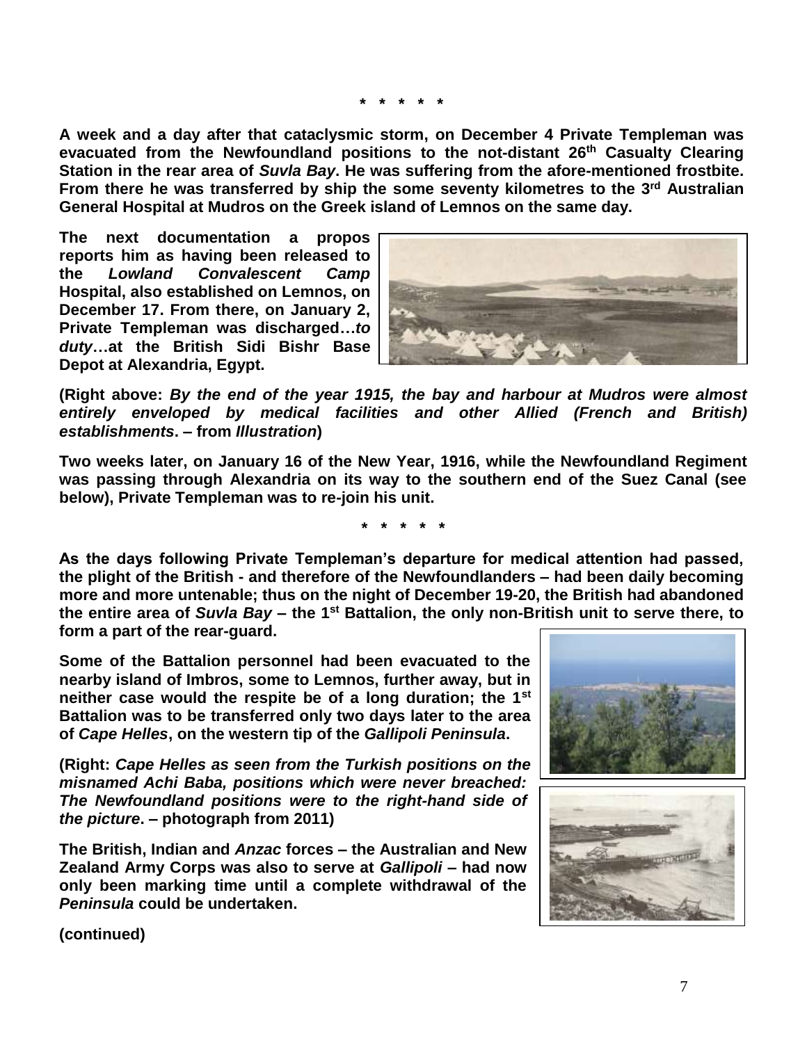\* \* \* \* \*

**A week and a day after that cataclysmic storm, on December 4 Private Templeman was evacuated from the Newfoundland positions to the not-distant 26th Casualty Clearing Station in the rear area of *Suvla Bay*. He was suffering from the afore-mentioned frostbite. From there he was transferred by ship the some seventy kilometres to the 3rd Australian General Hospital at Mudros on the Greek island of Lemnos on the same day.**

**The next documentation a propos reports him as having been released to the *Lowland Convalescent Camp* Hospital, also established on Lemnos, on December 17. From there, on January 2, Private Templeman was discharged…*to duty*…at the British Sidi Bishr Base Depot at Alexandria, Egypt.**

**(Right above: *By the end of the year 1915, the bay and harbour at Mudros were almost entirely enveloped by medical facilities and other Allied (French and British) establishments*. – from *Illustration*)**

**Two weeks later, on January 16 of the New Year, 1916, while the Newfoundland Regiment was passing through Alexandria on its way to the southern end of the Suez Canal (see below), Private Templeman was to re-join his unit.**

\* \* \* \* \*

**As the days following Private Templeman's departure for medical attention had passed, the plight of the British - and therefore of the Newfoundlanders – had been daily becoming more and more untenable; thus on the night of December 19-20, the British had abandoned the entire area of *Suvla Bay* – the 1st Battalion, the only non-British unit to serve there, to form a part of the rear-guard.**

**Some of the Battalion personnel had been evacuated to the nearby island of Imbros, some to Lemnos, further away, but in neither case would the respite be of a long duration; the 1st Battalion was to be transferred only two days later to the area of *Cape Helles*, on the western tip of the *Gallipoli Peninsula*.**

**(Right: *Cape Helles as seen from the Turkish positions on the misnamed Achi Baba, positions which were never breached: The Newfoundland positions were to the right-hand side of the picture*. – photograph from 2011)**

**The British, Indian and *Anzac* forces – the Australian and New Zealand Army Corps was also to serve at *Gallipoli* – had now only been marking time until a complete withdrawal of the *Peninsula* could be undertaken.**

**(continued)**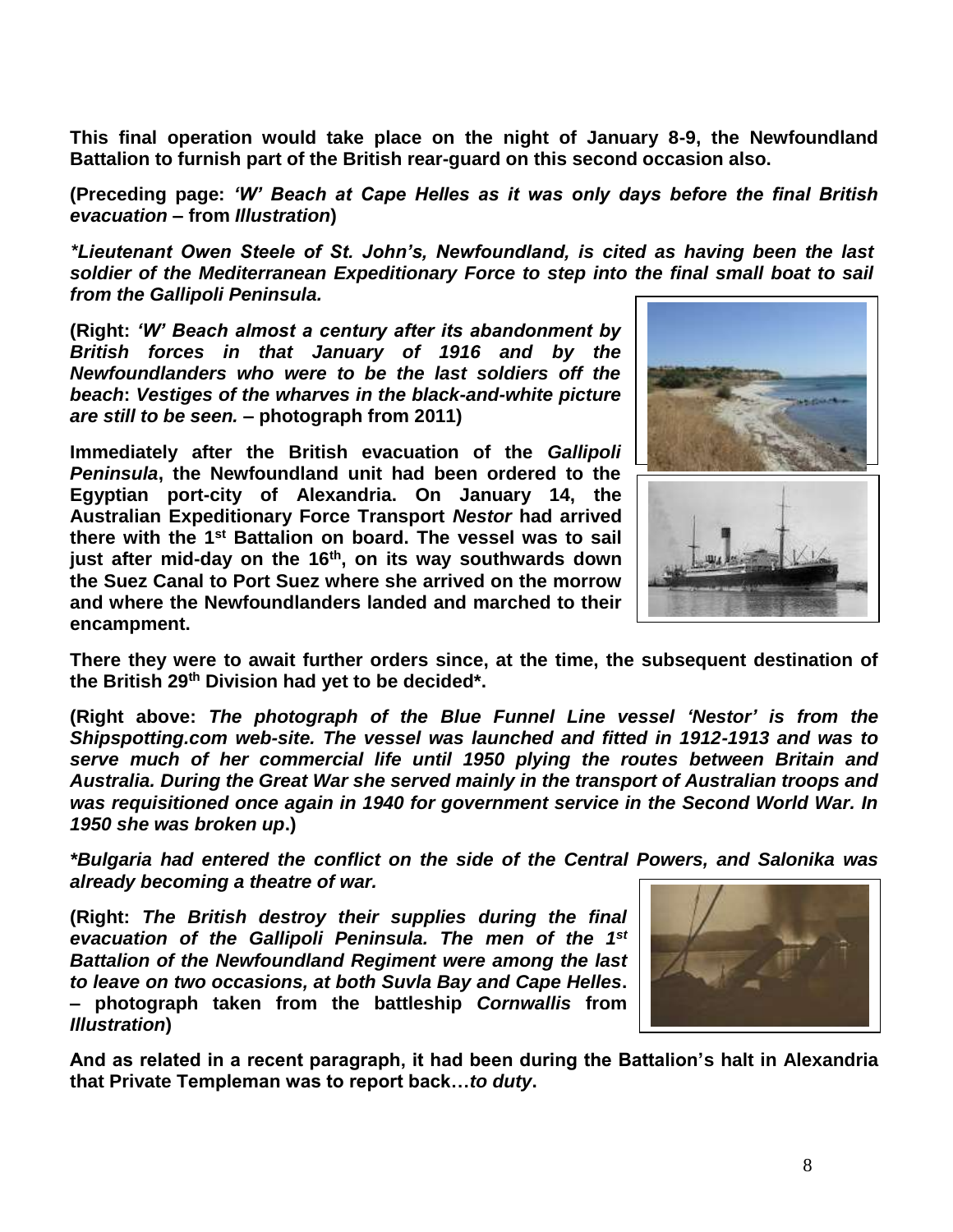**This final operation would take place on the night of January 8-9, the Newfoundland Battalion to furnish part of the British rear-guard on this second occasion also.**

**(Preceding page: *'W' Beach at Cape Helles as it was only days before the final British evacuation* – from *Illustration*)**

***\*Lieutenant Owen Steele of St. John's, Newfoundland, is cited as having been the last soldier of the Mediterranean Expeditionary Force to step into the final small boat to sail from the Gallipoli Peninsula.***

**(Right: *'W' Beach almost a century after its abandonment by British forces in that January of 1916 and by the Newfoundlanders who were to be the last soldiers off the beach*: *Vestiges of the wharves in the black-and-white picture are still to be seen.* – photograph from 2011)**

**Immediately after the British evacuation of the *Gallipoli Peninsula*, the Newfoundland unit had been ordered to the Egyptian port-city of Alexandria. On January 14, the Australian Expeditionary Force Transport *Nestor* had arrived there with the 1st Battalion on board. The vessel was to sail just after mid-day on the 16th, on its way southwards down the Suez Canal to Port Suez where she arrived on the morrow and where the Newfoundlanders landed and marched to their encampment.**

**There they were to await further orders since, at the time, the subsequent destination of the British 29th Division had yet to be decided\*.**

**(Right above: *The photograph of the Blue Funnel Line vessel 'Nestor' is from the Shipspotting.com web-site. The vessel was launched and fitted in 1912-1913 and was to serve much of her commercial life until 1950 plying the routes between Britain and Australia. During the Great War she served mainly in the transport of Australian troops and was requisitioned once again in 1940 for government service in the Second World War. In 1950 she was broken up*.)**

***\*Bulgaria had entered the conflict on the side of the Central Powers, and Salonika was already becoming a theatre of war.***

**(Right: *The British destroy their supplies during the final evacuation of the Gallipoli Peninsula. The men of the 1st Battalion of the Newfoundland Regiment were among the last to leave on two occasions, at both Suvla Bay and Cape Helles*. – photograph taken from the battleship *Cornwallis* from *Illustration*)**

**And as related in a recent paragraph, it had been during the Battalion's halt in Alexandria that Private Templeman was to report back…*to duty*.**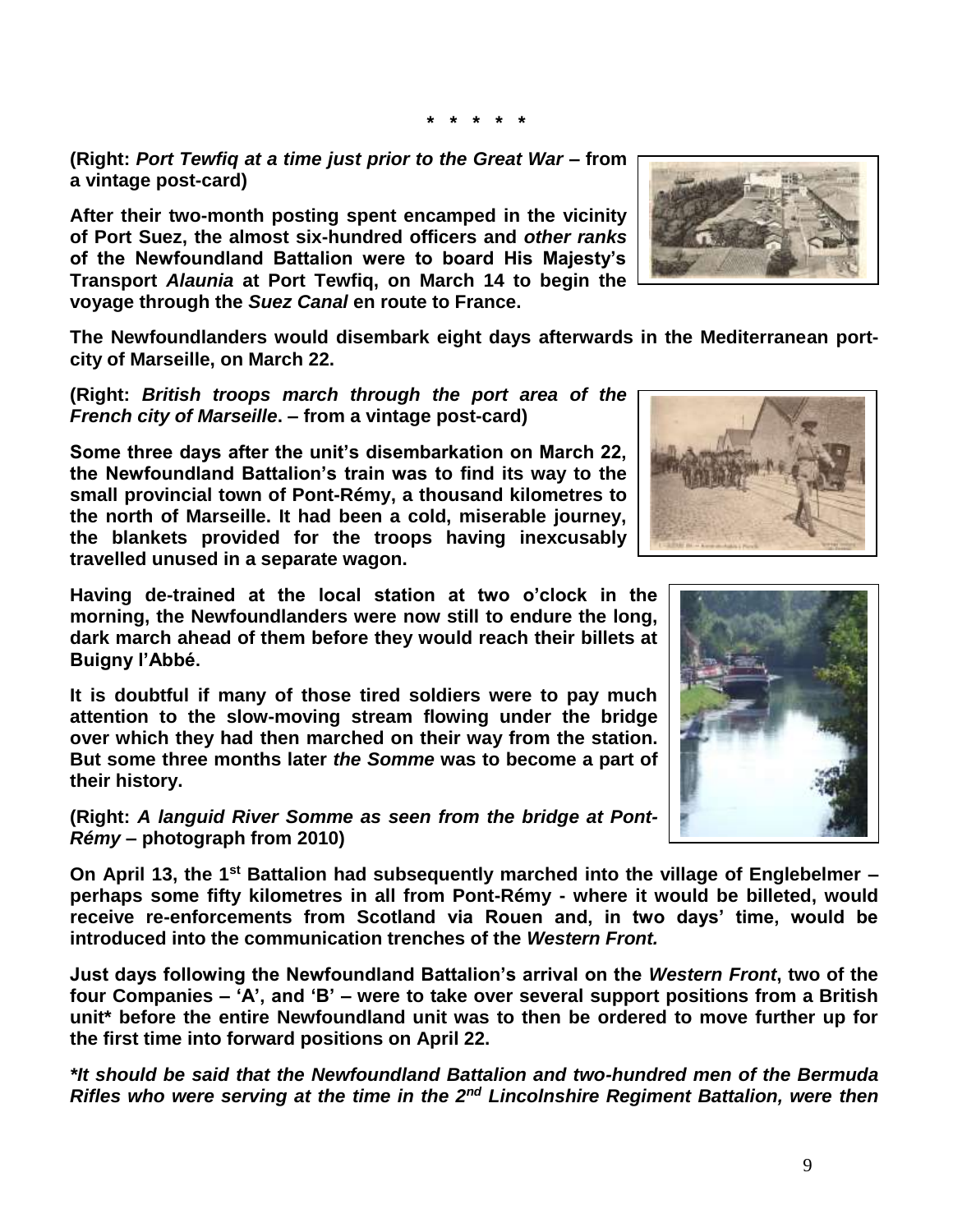**\* \* \* \* \***

**(Right: *Port Tewfiq at a time just prior to the Great War* – from a vintage post-card)**

**After their two-month posting spent encamped in the vicinity of Port Suez, the almost six-hundred officers and *other ranks* of the Newfoundland Battalion were to board His Majesty's Transport *Alaunia* at Port Tewfiq, on March 14 to begin the voyage through the *Suez Canal* en route to France.**

**The Newfoundlanders would disembark eight days afterwards in the Mediterranean port-city of Marseille, on March 22.**

**(Right: *British troops march through the port area of the French city of Marseille*. – from a vintage post-card)**

**Some three days after the unit's disembarkation on March 22, the Newfoundland Battalion's train was to find its way to the small provincial town of Pont-Rémy, a thousand kilometres to the north of Marseille. It had been a cold, miserable journey, the blankets provided for the troops having inexcusably travelled unused in a separate wagon.**

**Having de-trained at the local station at two o'clock in the morning, the Newfoundlanders were now still to endure the long, dark march ahead of them before they would reach their billets at Buigny l'Abbé.**

**It is doubtful if many of those tired soldiers were to pay much attention to the slow-moving stream flowing under the bridge over which they had then marched on their way from the station. But some three months later *the Somme* was to become a part of their history.**

**(Right: *A languid River Somme as seen from the bridge at Pont-Rémy* – photograph from 2010)**

**On April 13, the 1st Battalion had subsequently marched into the village of Englebelmer – perhaps some fifty kilometres in all from Pont-Rémy - where it would be billeted, would receive re-enforcements from Scotland via Rouen and, in two days' time, would be introduced into the communication trenches of the *Western Front.***

**Just days following the Newfoundland Battalion's arrival on the *Western Front*, two of the four Companies – 'A', and 'B' – were to take over several support positions from a British unit\* before the entire Newfoundland unit was to then be ordered to move further up for the first time into forward positions on April 22.**

***\*It should be said that the Newfoundland Battalion and two-hundred men of the Bermuda Rifles who were serving at the time in the 2nd Lincolnshire Regiment Battalion, were then***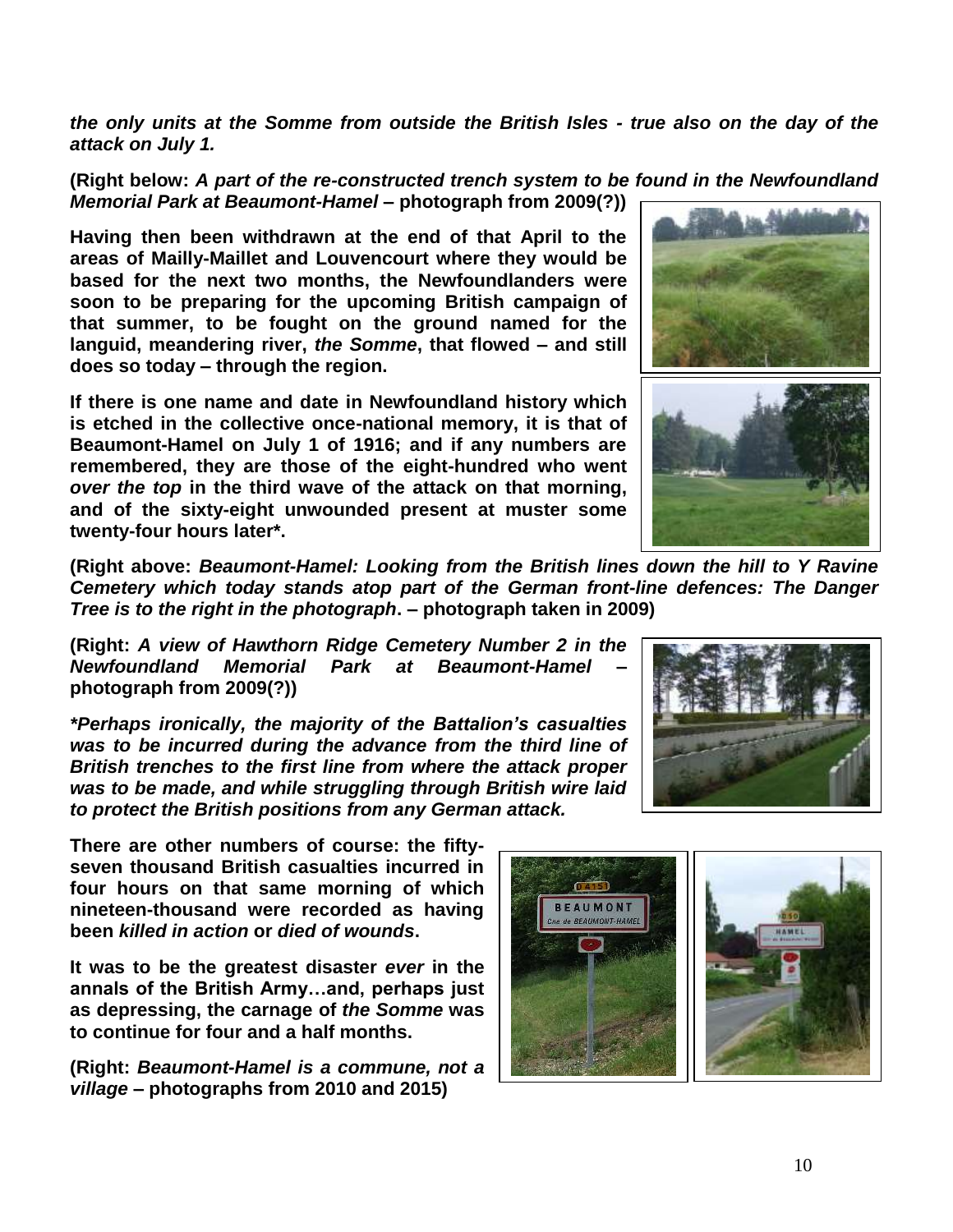***the only units at the Somme from outside the British Isles - true also on the day of the attack on July 1.***

**(Right below: *A part of the re-constructed trench system to be found in the Newfoundland Memorial Park at Beaumont-Hamel* – photograph from 2009(?))**

**Having then been withdrawn at the end of that April to the areas of Mailly-Maillet and Louvencourt where they would be based for the next two months, the Newfoundlanders were soon to be preparing for the upcoming British campaign of that summer, to be fought on the ground named for the languid, meandering river, *the Somme*, that flowed – and still does so today – through the region.**

**If there is one name and date in Newfoundland history which is etched in the collective once-national memory, it is that of Beaumont-Hamel on July 1 of 1916; and if any numbers are remembered, they are those of the eight-hundred who went *over the top* in the third wave of the attack on that morning, and of the sixty-eight unwounded present at muster some twenty-four hours later\*.**

**(Right above: *Beaumont-Hamel: Looking from the British lines down the hill to Y Ravine Cemetery which today stands atop part of the German front-line defences: The Danger Tree is to the right in the photograph*. – photograph taken in 2009)**

**(Right: *A view of Hawthorn Ridge Cemetery Number 2 in the Newfoundland Memorial Park at Beaumont-Hamel* – photograph from 2009(?))**

***\*Perhaps ironically, the majority of the Battalion's casualties was to be incurred during the advance from the third line of British trenches to the first line from where the attack proper was to be made, and while struggling through British wire laid to protect the British positions from any German attack.***

**There are other numbers of course: the fifty-seven thousand British casualties incurred in four hours on that same morning of which nineteen-thousand were recorded as having been *killed in action* or *died of wounds*.**

**It was to be the greatest disaster *ever* in the annals of the British Army…and, perhaps just as depressing, the carnage of *the Somme* was to continue for four and a half months.**

**(Right: *Beaumont-Hamel is a commune, not a village* – photographs from 2010 and 2015)**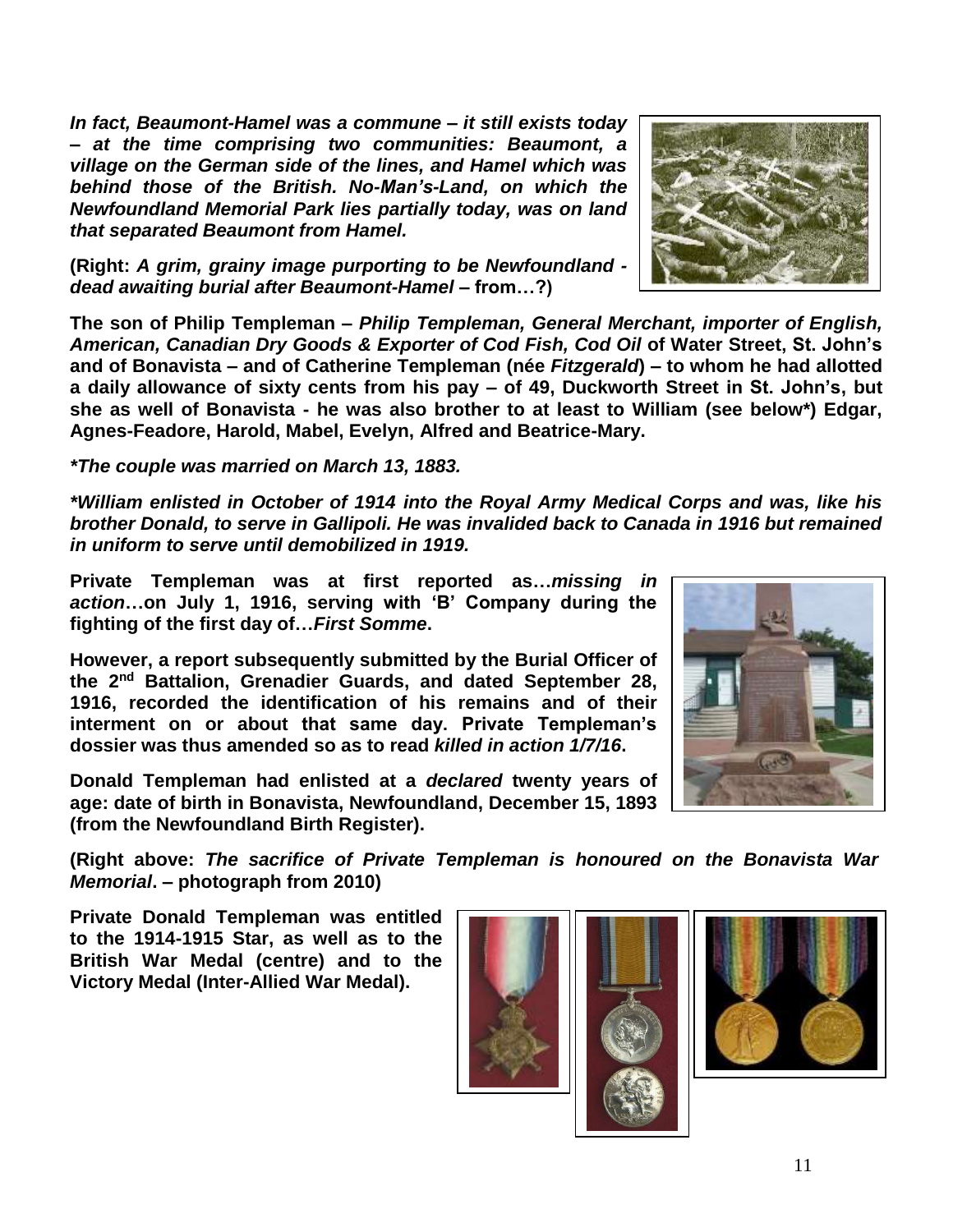***In fact, Beaumont-Hamel was a commune – it still exists today – at the time comprising two communities: Beaumont, a village on the German side of the lines, and Hamel which was behind those of the British. No-Man's-Land, on which the Newfoundland Memorial Park lies partially today, was on land that separated Beaumont from Hamel.***

**(Right: *A grim, grainy image purporting to be Newfoundland - dead awaiting burial after Beaumont-Hamel* – from…?)**

**The son of Philip Templeman – *Philip Templeman, General Merchant, importer of English, American, Canadian Dry Goods & Exporter of Cod Fish, Cod Oil* of Water Street, St. John's and of Bonavista – and of Catherine Templeman (née *Fitzgerald*) – to whom he had allotted a daily allowance of sixty cents from his pay – of 49, Duckworth Street in St. John's, but she as well of Bonavista - he was also brother to at least to William (see below*) Edgar, Agnes-Feadore, Harold, Mabel, Evelyn, Alfred and Beatrice-Mary.**

***The couple was married on March 13, 1883.***

***William enlisted in October of 1914 into the Royal Army Medical Corps and was, like his brother Donald, to serve in Gallipoli. He was invalided back to Canada in 1916 but remained in uniform to serve until demobilized in 1919.***

**Private Templeman was at first reported as…*missing in action*…on July 1, 1916, serving with 'B' Company during the fighting of the first day of…*First Somme*.**

**However, a report subsequently submitted by the Burial Officer of the 2nd Battalion, Grenadier Guards, and dated September 28, 1916, recorded the identification of his remains and of their interment on or about that same day. Private Templeman's dossier was thus amended so as to read *killed in action 1/7/16*.**

**Donald Templeman had enlisted at a *declared* twenty years of age: date of birth in Bonavista, Newfoundland, December 15, 1893 (from the Newfoundland Birth Register).**

**(Right above: *The sacrifice of Private Templeman is honoured on the Bonavista War Memorial*. – photograph from 2010)**

**Private Donald Templeman was entitled to the 1914-1915 Star, as well as to the British War Medal (centre) and to the Victory Medal (Inter-Allied War Medal).**